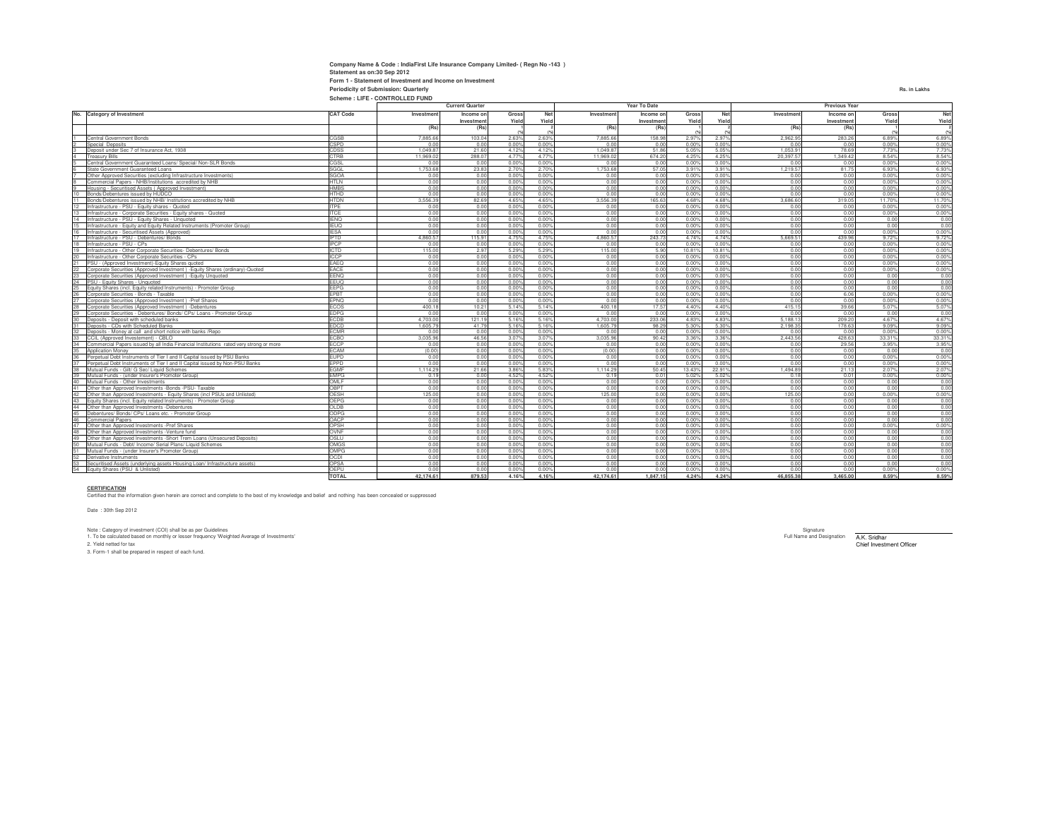**Company Name & Code : IndiaFirst Life Insurance Company Limited- ( Regn No -143 )**

**Statement as on:30 Sep 2012**

**Form 1 - Statement of Investment and Income on Investment**

**Periodicity of Submission: Quarterly**

**Rs. in Lakhs**

**Scheme : LIFE - CONTROLLED FUND**

| No. | Category of Investment | CAT Code | Current Quarter | | | | Year To Date | | | | Previous Year | | | |
|---|---|---|---|---|---|---|---|---|---|---|---|---|---|---|
| | | | Investment | Income on Investment | Gross Yield | Net Yield | Investment | Income on Investment | Gross Yield | Net Yield | Investment | Income on Investment | Gross Yield | Net Yield |
| | | | (Rs) | (Rs) | 1 (%) | 2 (%) | (Rs) | (Rs) | 1 (%) | 2 (%) | (Rs) | (Rs) | 1 (%) | 2 (%) |
| 1 | Central Government Bonds | CGSB | 7,885.66 | 103.04 | 2.63% | 2.63% | 7,885.66 | 158.98 | 2.97% | 2.97% | 2,962.95 | 283.26 | 6.89% | 6.89% |
| 2 | Special Deposits | CSPD | 0.00 | 0.00 | 0.00% | 0.00% | 0.00 | 0.00 | 0.00% | 0.00% | 0.00 | 0.00 | 0.00% | 0.00% |
| 3 | Deposit under Sec 7 of Insurance Act, 1938 | CDSS | 1,049.87 | 21.60 | 4.12% | 4.12% | 1,049.87 | 51.86 | 5.05% | 5.05% | 1,053.91 | 78.69 | 7.73% | 7.73% |
| 4 | Treasury Bills | CTRB | 11,969.02 | 288.07 | 4.77% | 4.77% | 11,969.02 | 674.20 | 4.25% | 4.25% | 20,397.57 | 1,349.42 | 8.54% | 8.54% |
| 5 | Central Government Guaranteed Loans/ Special/ Non-SLR Bonds | CGSL | 0.00 | 0.00 | 0.00% | 0.00% | 0.00 | 0.00 | 0.00% | 0.00% | 0.00 | 0.00 | 0.00% | 0.00% |
| 6 | State Government Guaranteed Loans | SGGL | 1,753.68 | 23.83 | 2.70% | 2.70% | 1,753.68 | 57.05 | 3.91% | 3.91% | 1,219.57 | 81.75 | 6.93% | 6.93% |
| 7 | Other Approved Securities (excluding Infrastructure Investments) | SGOA | 0.00 | 0.00 | 0.00% | 0.00% | 0.00 | 0.00 | 0.00% | 0.00% | 0.00 | 0.00 | 0.00% | 0.00% |
| 8 | Commercial Papers - NHB/Institutions accredited by NHB | HTLN | 0.00 | 0.00 | 0.00% | 0.00% | 0.00 | 0.00 | 0.00% | 0.00% | 0.00 | 0.00 | 0.00% | 0.00% |
| 9 | Housing - Securitised Assets ( Approved Investment) | HMBS | 0.00 | 0.00 | 0.00% | 0.00% | 0.00 | 0.00 | 0.00% | 0.00% | 0.00 | 0.00 | 0.00% | 0.00% |
| 10 | Bonds/Debentures issued by HUDCO | HTHD | 0.00 | 0.00 | 0.00% | 0.00% | 0.00 | 0.00 | 0.00% | 0.00% | 0.00 | 0.00 | 0.00% | 0.00% |
| 11 | Bonds/Debentures issued by NHB/ Institutions accredited by NHB | HTDN | 3,556.39 | 82.69 | 4.65% | 4.65% | 3,556.39 | 165.63 | 4.68% | 4.68% | 3,686.60 | 319.05 | 11.70% | 11.70% |
| 12 | Infrastructure - PSU - Equity shares - Quoted | ITPE | 0.00 | 0.00 | 0.00% | 0.00% | 0.00 | 0.00 | 0.00% | 0.00% | 0.00 | 0.00 | 0.00% | 0.00% |
| 13 | Infrastructure - Corporate Securities - Equity shares - Quoted | ITCE | 0.00 | 0.00 | 0.00% | 0.00% | 0.00 | 0.00 | 0.00% | 0.00% | 0.00 | 0.00 | 0.00% | 0.00% |
| 14 | Infrastructure - PSU - Equity Shares - Unquoted | IENQ | 0.00 | 0.00 | 0.00% | 0.00% | 0.00 | 0.00 | 0.00% | 0.00% | 0.00 | 0.00 | 0.00 | 0.00 |
| 15 | Infrastructure - Equity and Equity Related Instruments (Promoter Group) | IEUQ | 0.00 | 0.00 | 0.00% | 0.00% | 0.00 | 0.00 | 0.00% | 0.00% | 0.00 | 0.00 | 0.00 | 0.00 |
| 16 | Infrastructure - Securitised Assets (Approved) | IESA | 0.00 | 0.00 | 0.00% | 0.00% | 0.00 | 0.00 | 0.00% | 0.00% | 0.00 | 0.00 | 0.00% | 0.00% |
| 17 | Infrastructure - PSU - Debentures/ Bonds | IPTD | 4,860.57 | 115.91 | 4.75% | 4.75% | 4,860.57 | 243.73 | 4.74% | 4.74% | 5,669.51 | 439.96 | 9.72% | 9.72% |
| 18 | Infrastructure - PSU - CPs | IPCP | 0.00 | 0.00 | 0.00% | 0.00% | 0.00 | 0.00 | 0.00% | 0.00% | 0.00 | 0.00 | 0.00% | 0.00% |
| 19 | Infrastructure - Other Corporate Securities- Debentures/ Bonds | ICTD | 115.00 | 2.97 | 5.29% | 5.29% | 115.00 | 5.90 | 10.81% | 10.81% | 0.00 | 0.00 | 0.00% | 0.00% |
| 20 | Infrastructure - Other Corporate Securities - CPs | ICCP | 0.00 | 0.00 | 0.00% | 0.00% | 0.00 | 0.00 | 0.00% | 0.00% | 0.00 | 0.00 | 0.00% | 0.00% |
| 21 | PSU - (Approved Investment)-Equity Shares quoted | EAEQ | 0.00 | 0.00 | 0.00% | 0.00% | 0.00 | 0.00 | 0.00% | 0.00% | 0.00 | 0.00 | 0.00% | 0.00% |
| 22 | Corporate Securities (Approved Investment ) -Equity Shares (ordinary)-Quoted | EACE | 0.00 | 0.00 | 0.00% | 0.00% | 0.00 | 0.00 | 0.00% | 0.00% | 0.00 | 0.00 | 0.00% | 0.00% |
| 23 | Corporate Securities (Approved Investment ) -Equity Unquoted | EENQ | 0.00 | 0.00 | 0.00% | 0.00% | 0.00 | 0.00 | 0.00% | 0.00% | 0.00 | 0.00 | 0.00 | 0.00 |
| 24 | PSU - Equity Shares - Unquoted | EEUQ | 0.00 | 0.00 | 0.00% | 0.00% | 0.00 | 0.00 | 0.00% | 0.00% | 0.00 | 0.00 | 0.00 | 0.00 |
| 25 | Equity Shares (incl. Equity related Instruments) - Promoter Group | EEPG | 0.00 | 0.00 | 0.00% | 0.00% | 0.00 | 0.00 | 0.00% | 0.00% | 0.00 | 0.00 | 0.00 | 0.00 |
| 26 | Corporate Securities - Bonds - Taxable | EPBT | 0.00 | 0.00 | 0.00% | 0.00% | 0.00 | 0.00 | 0.00% | 0.00% | 0.00 | 6.06 | 0.00% | 0.00% |
| 27 | Corporate Securities (Approved Investment ) -Pref Shares | EPNQ | 0.00 | 0.00 | 0.00% | 0.00% | 0.00 | 0.00 | 0.00% | 0.00% | 0.00 | 0.00 | 0.00% | 0.00% |
| 28 | Corporate Securities (Approved Investment ) -Debentures | ECOS | 400.18 | 10.21 | 5.14% | 5.14% | 400.18 | 17.57 | 4.40% | 4.40% | 415.15 | 39.66 | 5.07% | 5.07% |
| 29 | Corporate Securities - Debentures/ Bonds/ CPs/ Loans - Promoter Group | EDPG | 0.00 | 0.00 | 0.00% | 0.00% | 0.00 | 0.00 | 0.00% | 0.00% | 0.00 | 0.00 | 0.00 | 0.00 |
| 30 | Deposits - Deposit with scheduled banks | ECDB | 4,703.00 | 121.19 | 5.16% | 5.16% | 4,703.00 | 233.06 | 4.83% | 4.83% | 5,188.13 | 209.20 | 4.67% | 4.67% |
| 31 | Deposits - CDs with Scheduled Banks | EDCD | 1,605.79 | 41.79 | 5.16% | 5.16% | 1,605.79 | 98.29 | 5.30% | 5.30% | 2,198.35 | 178.63 | 9.09% | 9.09% |
| 32 | Deposits - Money at call and short notice with banks /Repo | ECMR | 0.00 | 0.00 | 0.00% | 0.00% | 0.00 | 0.00 | 0.00% | 0.00% | 0.00 | 0.00 | 0.00% | 0.00% |
| 33 | CCIL (Approved Investement) - CBLO | ECBO | 3,035.96 | 46.56 | 3.07% | 3.07% | 3,035.96 | 90.42 | 3.36% | 3.36% | 2,443.56 | 428.63 | 33.31% | 33.31% |
| 34 | Commercial Papers issued by all India Financial Institutions rated very strong or more | ECCP | 0.00 | 0.00 | 0.00% | 0.00% | 0.00 | 0.00 | 0.00% | 0.00% | 0.00 | 29.56 | 3.95% | 3.95% |
| 35 | Application Money | ECAM | (0.00) | 0.00 | 0.00% | 0.00% | (0.00) | 0.00 | 0.00% | 0.00% | 0.00 | 0.00 | 0.00 | 0.00 |
| 36 | Perpetual Debt Instruments of Tier I and II Capital issued by PSU Banks | EUPD | 0.00 | 0.00 | 0.00% | 0.00% | 0.00 | 0.00 | 0.00% | 0.00% | 0.00 | 0.00 | 0.00% | 0.00% |
| 37 | Perpetual Debt Instruments of Tier I and II Capital issued by Non-PSU Banks | EPPD | 0.00 | 0.00 | 0.00% | 0.00% | 0.00 | 0.00 | 0.00% | 0.00% | 0.00 | 0.00 | 0.00% | 0.00% |
| 38 | Mutual Funds - Gilt/ G Sec/ Liquid Schemes | EGMF | 1,114.29 | 21.66 | 3.86% | 5.83% | 1,114.29 | 50.45 | 13.43% | 22.91% | 1,494.89 | 21.13 | 2.07% | 2.07% |
| 39 | Mutual Funds - (under Insurer's Promoter Group) | EMPG | 0.19 | 0.00 | 4.52% | 4.52% | 0.19 | 0.01 | 5.02% | 5.02% | 0.18 | 0.01 | 0.00% | 0.00% |
| 40 | Mutual Funds - Other Investments | OMLF | 0.00 | 0.00 | 0.00% | 0.00% | 0.00 | 0.00 | 0.00% | 0.00% | 0.00 | 0.00 | 0.00 | 0.00 |
| 41 | Other than Approved Investments -Bonds -PSU- Taxable | OBPT | 0.00 | 0.00 | 0.00% | 0.00% | 0.00 | 0.00 | 0.00% | 0.00% | 0.00 | 0.00 | 0.00 | 0.00 |
| 42 | Other than Approved Investments - Equity Shares (incl PSUs and Unlisted) | OESH | 125.00 | 0.00 | 0.00% | 0.00% | 125.00 | 0.00 | 0.00% | 0.00% | 125.00 | 0.00 | 0.00% | 0.00% |
| 43 | Equity Shares (incl. Equity related Instruments) - Promoter Group | OEPG | 0.00 | 0.00 | 0.00% | 0.00% | 0.00 | 0.00 | 0.00% | 0.00% | 0.00 | 0.00 | 0.00 | 0.00 |
| 44 | Other than Approved Investments -Debentures | OLDB | 0.00 | 0.00 | 0.00% | 0.00% | 0.00 | 0.00 | 0.00% | 0.00% | 0.00 | 0.00 | 0.00 | 0.00 |
| 45 | Debentures/ Bonds/ CPs/ Loans etc. - Promoter Group | ODPG | 0.00 | 0.00 | 0.00% | 0.00% | 0.00 | 0.00 | 0.00% | 0.00% | 0.00 | 0.00 | 0.00 | 0.00 |
| 46 | Commercial Papers | OACP | 0.00 | 0.00 | 0.00% | 0.00% | 0.00 | 0.00 | 0.00% | 0.00% | 0.00 | 0.00 | 0.00 | 0.00 |
| 47 | Other than Approved Investments -Pref Shares | OPSH | 0.00 | 0.00 | 0.00% | 0.00% | 0.00 | 0.00 | 0.00% | 0.00% | 0.00 | 0.00 | 0.00% | 0.00% |
| 48 | Other than Approved Investments -Venture fund | OVNF | 0.00 | 0.00 | 0.00% | 0.00% | 0.00 | 0.00 | 0.00% | 0.00% | 0.00 | 0.00 | 0.00 | 0.00 |
| 49 | Other than Approved Investments -Short Trem Loans (Unsecured Deposits) | OSLU | 0.00 | 0.00 | 0.00% | 0.00% | 0.00 | 0.00 | 0.00% | 0.00% | 0.00 | 0.00 | 0.00 | 0.00 |
| 50 | Mutual Funds - Debt/ Income/ Serial Plans/ Liquid Schemes | OMGS | 0.00 | 0.00 | 0.00% | 0.00% | 0.00 | 0.00 | 0.00% | 0.00% | 0.00 | 0.00 | 0.00 | 0.00 |
| 51 | Mutual Funds - (under Insurer's Promoter Group) | OMPG | 0.00 | 0.00 | 0.00% | 0.00% | 0.00 | 0.00 | 0.00% | 0.00% | 0.00 | 0.00 | 0.00 | 0.00 |
| 52 | Derivative Instruments | OCDI | 0.00 | 0.00 | 0.00% | 0.00% | 0.00 | 0.00 | 0.00% | 0.00% | 0.00 | 0.00 | 0.00 | 0.00 |
| 53 | Securitised Assets (underlying assets Housing Loan/ Infrastructure assets) | OPSA | 0.00 | 0.00 | 0.00% | 0.00% | 0.00 | 0.00 | 0.00% | 0.00% | 0.00 | 0.00 | 0.00 | 0.00 |
| 54 | Equity Shares (PSU & Unlisted) | OEPU | 0.00 | 0.00 | 0.00% | 0.00% | 0.00 | 0.00 | 0.00% | 0.00% | 0.00 | 0.00 | 0.00% | 0.00% |
| | | **TOTAL** | **42,174.61** | **879.53** | **4.16%** | **4.16%** | **42,174.61** | **1,847.15** | **4.24%** | **4.24%** | **46,855.38** | **3,465.00** | **8.59%** | **8.59%** |

**CERTIFICATION**

Certified that the information given herein are correct and complete to the best of my knowledge and belief and nothing has been concealed or suppressed

Date : 30th Sep 2012

Note : Category of investment (COI) shall be as per Guidelines

1. To be calculated based on monthly or lesser frequency 'Weighted Average of Investments'

2. Yield netted for tax

3. Form-1 shall be prepared in respect of each fund.

Signature

Full Name and Designation A.K. Sridhar

Chief Investment Officer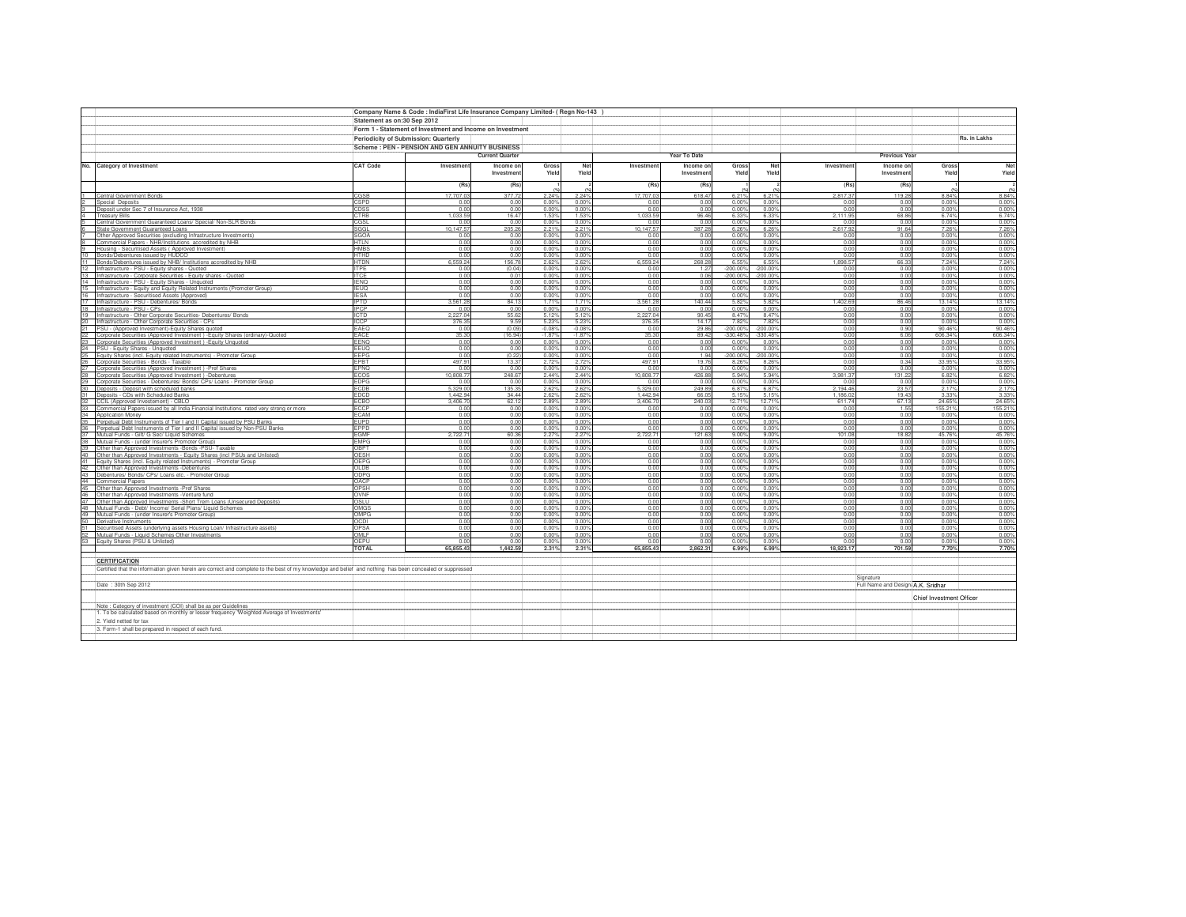Company Name & Code : IndiaFirst Life Insurance Company Limited- ( Regn No-143 )

Statement as on:30 Sep 2012

Form 1 - Statement of Investment and Income on Investment

Periodicity of Submission: Quarterly

Rs. in Lakhs

Scheme : PEN - PENSION AND GEN ANNUITY BUSINESS

| No. | Category of Investment | CAT Code | Current Quarter | | | | Year To Date | | | | Previous Year | | | |
|---|---|---|---|---|---|---|---|---|---|---|---|---|---|---|
| | | | Investment | Income on Investment | Gross Yield | Net Yield | Investment | Income on Investment | Gross Yield | Net Yield | Investment | Income on Investment | Gross Yield | Net Yield |
| | | | (Rs) | (Rs) | 1 (%) | 2 (%) | (Rs) | (Rs) | 1 (%) | 2 (%) | (Rs) | (Rs) | 1 (%) | 2 (%) |
| 1 | Central Government Bonds | CGSB | 17,707.03 | 377.72 | 2.24% | 2.24% | 17,707.03 | 618.47 | 6.21% | 6.21% | 2,817.37 | 119.28 | 8.84% | 8.84% |
| 2 | Special Deposits | CSPD | 0.00 | 0.00 | 0.00% | 0.00% | 0.00 | 0.00 | 0.00% | 0.00% | 0.00 | 0.00 | 0.00% | 0.00% |
| 3 | Deposit under Sec 7 of Insurance Act, 1938 | CDSS | 0.00 | 0.00 | 0.00% | 0.00% | 0.00 | 0.00 | 0.00% | 0.00% | 0.00 | 0.00 | 0.00% | 0.00% |
| 4 | Treasury Bills | CTRB | 1,033.59 | 16.47 | 1.53% | 1.53% | 1,033.59 | 96.46 | 6.33% | 6.33% | 2,111.95 | 68.86 | 6.74% | 6.74% |
| 5 | Central Government Guaranteed Loans/ Special/ Non-SLR Bonds | CGSL | 0.00 | 0.00 | 0.00% | 0.00% | 0.00 | 0.00 | 0.00% | 0.00% | 0.00 | 0.00 | 0.00% | 0.00% |
| 6 | State Government Guaranteed Loans | SGGL | 10,147.57 | 205.26 | 2.21% | 2.21% | 10,147.57 | 387.28 | 6.26% | 6.26% | 2,617.92 | 91.64 | 7.26% | 7.26% |
| 7 | Other Approved Securities (excluding Infrastructure Investments) | SGOA | 0.00 | 0.00 | 0.00% | 0.00% | 0.00 | 0.00 | 0.00% | 0.00% | 0.00 | 0.00 | 0.00% | 0.00% |
| 8 | Commercial Papers - NHB/Institutions accredited by NHB | HTLN | 0.00 | 0.00 | 0.00% | 0.00% | 0.00 | 0.00 | 0.00% | 0.00% | 0.00 | 0.00 | 0.00% | 0.00% |
| 9 | Housing - Securitised Assets ( Approved Investment) | HMBS | 0.00 | 0.00 | 0.00% | 0.00% | 0.00 | 0.00 | 0.00% | 0.00% | 0.00 | 0.00 | 0.00% | 0.00% |
| 10 | Bonds/Debentures issued by HUDCO | HTHD | 0.00 | 0.00 | 0.00% | 0.00% | 0.00 | 0.00 | 0.00% | 0.00% | 0.00 | 0.00 | 0.00% | 0.00% |
| 11 | Bonds/Debentures issued by NHB/ Institutions accredited by NHB | HTDN | 6,559.24 | 156.78 | 2.62% | 2.62% | 6,559.24 | 268.28 | 6.55% | 6.55% | 1,898.57 | 66.33 | 7.24% | 7.24% |
| 12 | Infrastructure - PSU - Equity shares - Quoted | ITPE | 0.00 | (0.04) | 0.00% | 0.00% | 0.00 | 1.27 | -200.00% | -200.00% | 0.00 | 0.00 | 0.00% | 0.00% |
| 13 | Infrastructure - Corporate Securities - Equity shares - Quoted | ITCE | 0.00 | 0.01 | 0.00% | 0.00% | 0.00 | 0.06 | -200.00% | -200.00% | 0.00 | 0.00 | 0.00% | 0.00% |
| 14 | Infrastructure - PSU - Equity Shares - Unquoted | IENQ | 0.00 | 0.00 | 0.00% | 0.00% | 0.00 | 0.00 | 0.00% | 0.00% | 0.00 | 0.00 | 0.00% | 0.00% |
| 15 | Infrastructure - Equity and Equity Related Instruments (Promoter Group) | IEUQ | 0.00 | 0.00 | 0.00% | 0.00% | 0.00 | 0.00 | 0.00% | 0.00% | 0.00 | 0.00 | 0.00% | 0.00% |
| 16 | Infrastructure - Securitised Assets (Approved) | IESA | 0.00 | 0.00 | 0.00% | 0.00% | 0.00 | 0.00 | 0.00% | 0.00% | 0.00 | 0.00 | 0.00% | 0.00% |
| 17 | Infrastructure - PSU - Debentures/ Bonds | IPTD | 3,561.28 | 84.13 | 1.71% | 1.71% | 3,561.28 | 140.44 | 5.82% | 5.82% | 1,402.69 | 86.46 | 13.14% | 13.14% |
| 18 | Infrastructure - PSU - CPs | IPCP | 0.00 | 0.00 | 0.00% | 0.00% | 0.00 | 0.00 | 0.00% | 0.00% | 0.00 | 0.00 | 0.00% | 0.00% |
| 19 | Infrastructure - Other Corporate Securities- Debentures/ Bonds | ICTD | 2,227.04 | 55.62 | 5.12% | 5.12% | 2,227.04 | 90.45 | 8.47% | 8.47% | 0.00 | 0.00 | 0.00% | 0.00% |
| 20 | Infrastructure - Other Corporate Securities - CPs | ICCP | 376.35 | 9.59 | 5.23% | 5.23% | 376.35 | 14.17 | 7.82% | 7.82% | 0.00 | 0.00 | 0.00% | 0.00% |
| 21 | PSU - (Approved Investment)-Equity Shares quoted | EAEQ | 0.00 | (0.09) | -0.08% | -0.08% | 0.00 | 29.86 | -200.00% | -200.00% | 0.00 | 0.90 | 90.46% | 90.46% |
| 22 | Corporate Securities (Approved Investment ) -Equity Shares (ordinary)-Quoted | EACE | 35.30 | (16.94) | 1.87% | 1.87% | 35.30 | 89.42 | -330.48% | -330.48% | 0.00 | 6.06 | 606.34% | 606.34% |
| 23 | Corporate Securities (Approved Investment ) -Equity Unquoted | EENQ | 0.00 | 0.00 | 0.00% | 0.00% | 0.00 | 0.00 | 0.00% | 0.00% | 0.00 | 0.00 | 0.00% | 0.00% |
| 24 | PSU - Equity Shares - Unquoted | EEUQ | 0.00 | 0.00 | 0.00% | 0.00% | 0.00 | 0.00 | 0.00% | 0.00% | 0.00 | 0.00 | 0.00% | 0.00% |
| 25 | Equity Shares (incl. Equity related Instruments) - Promoter Group | EEPG | 0.00 | (0.22) | 0.00% | 0.00% | 0.00 | 1.94 | -200.00% | -200.00% | 0.00 | 0.00 | 0.00% | 0.00% |
| 26 | Corporate Securities - Bonds - Taxable | EPBT | 497.91 | 13.37 | 2.72% | 2.72% | 497.91 | 19.76 | 8.26% | 8.26% | 0.00 | 0.34 | 33.95% | 33.95% |
| 27 | Corporate Securities (Approved Investment ) -Pref Shares | EPNQ | 0.00 | 0.00 | 0.00% | 0.00% | 0.00 | 0.00 | 0.00% | 0.00% | 0.00 | 0.00 | 0.00% | 0.00% |
| 28 | Corporate Securities (Approved Investment ) -Debentures | ECOS | 10,808.77 | 248.67 | 2.44% | 2.44% | 10,808.77 | 426.88 | 5.94% | 5.94% | 3,981.37 | 131.22 | 6.82% | 6.82% |
| 29 | Corporate Securities - Debentures/ Bonds/ CPs/ Loans - Promoter Group | EDPG | 0.00 | 0.00 | 0.00% | 0.00% | 0.00 | 0.00 | 0.00% | 0.00% | 0.00 | 0.00 | 0.00% | 0.00% |
| 30 | Deposits - Deposit with scheduled banks | ECDB | 5,329.00 | 135.35 | 2.62% | 2.62% | 5,329.00 | 249.89 | 6.87% | 6.87% | 2,194.46 | 23.57 | 2.17% | 2.17% |
| 31 | Deposits - CDs with Scheduled Banks | EDCD | 1,442.94 | 34.44 | 2.62% | 2.62% | 1,442.94 | 66.05 | 5.15% | 5.15% | 1,186.02 | 19.43 | 3.33% | 3.33% |
| 32 | CCIL (Approved Investement) - CBLO | ECBO | 3,406.70 | 62.12 | 2.89% | 2.89% | 3,406.70 | 240.03 | 12.71% | 12.71% | 611.74 | 67.13 | 24.65% | 24.65% |
| 33 | Commercial Papers issued by all India Financial Institutions rated very strong or more | ECCP | 0.00 | 0.00 | 0.00% | 0.00% | 0.00 | 0.00 | 0.00% | 0.00% | 0.00 | 1.55 | 155.21% | 155.21% |
| 34 | Application Money | ECAM | 0.00 | 0.00 | 0.00% | 0.00% | 0.00 | 0.00 | 0.00% | 0.00% | 0.00 | 0.00 | 0.00% | 0.00% |
| 35 | Perpetual Debt Instruments of Tier I and II Capital issued by PSU Banks | EUPD | 0.00 | 0.00 | 0.00% | 0.00% | 0.00 | 0.00 | 0.00% | 0.00% | 0.00 | 0.00 | 0.00% | 0.00% |
| 36 | Perpetual Debt Instruments of Tier I and II Capital issued by Non-PSU Banks | EPPD | 0.00 | 0.00 | 0.00% | 0.00% | 0.00 | 0.00 | 0.00% | 0.00% | 0.00 | 0.00 | 0.00% | 0.00% |
| 37 | Mutual Funds - Gilt/ G Sec/ Liquid Schemes | EGMF | 2,722.71 | 60.36 | 2.27% | 2.27% | 2,722.71 | 121.63 | 9.00% | 9.00% | 101.08 | 18.82 | 45.76% | 45.76% |
| 38 | Mutual Funds - (under Insurer's Promoter Group) | EMPG | 0.00 | 0.00 | 0.00% | 0.00% | 0.00 | 0.00 | 0.00% | 0.00% | 0.00 | 0.00 | 0.00% | 0.00% |
| 39 | Other than Approved Investments -Bonds -PSU- Taxable | OBPT | 0.00 | 0.00 | 0.00% | 0.00% | 0.00 | 0.00 | 0.00% | 0.00% | 0.00 | 0.00 | 0.00% | 0.00% |
| 40 | Other than Approved Investments - Equity Shares (incl PSUs and Unlisted) | OESH | 0.00 | 0.00 | 0.00% | 0.00% | 0.00 | 0.00 | 0.00% | 0.00% | 0.00 | 0.00 | 0.00% | 0.00% |
| 41 | Equity Shares (incl. Equity related Instruments) - Promoter Group | OEPG | 0.00 | 0.00 | 0.00% | 0.00% | 0.00 | 0.00 | 0.00% | 0.00% | 0.00 | 0.00 | 0.00% | 0.00% |
| 42 | Other than Approved Investments -Debentures | OLDB | 0.00 | 0.00 | 0.00% | 0.00% | 0.00 | 0.00 | 0.00% | 0.00% | 0.00 | 0.00 | 0.00% | 0.00% |
| 43 | Debentures/ Bonds/ CPs/ Loans etc. - Promoter Group | ODPG | 0.00 | 0.00 | 0.00% | 0.00% | 0.00 | 0.00 | 0.00% | 0.00% | 0.00 | 0.00 | 0.00% | 0.00% |
| 44 | Commercial Papers | OACP | 0.00 | 0.00 | 0.00% | 0.00% | 0.00 | 0.00 | 0.00% | 0.00% | 0.00 | 0.00 | 0.00% | 0.00% |
| 45 | Other than Approved Investments -Pref Shares | OPSH | 0.00 | 0.00 | 0.00% | 0.00% | 0.00 | 0.00 | 0.00% | 0.00% | 0.00 | 0.00 | 0.00% | 0.00% |
| 46 | Other than Approved Investments -Venture fund | OVNF | 0.00 | 0.00 | 0.00% | 0.00% | 0.00 | 0.00 | 0.00% | 0.00% | 0.00 | 0.00 | 0.00% | 0.00% |
| 47 | Other than Approved Investments -Short Trem Loans (Unsecured Deposits) | OSLU | 0.00 | 0.00 | 0.00% | 0.00% | 0.00 | 0.00 | 0.00% | 0.00% | 0.00 | 0.00 | 0.00% | 0.00% |
| 48 | Mutual Funds - Debt/ Income/ Serial Plans/ Liquid Schemes | OMGS | 0.00 | 0.00 | 0.00% | 0.00% | 0.00 | 0.00 | 0.00% | 0.00% | 0.00 | 0.00 | 0.00% | 0.00% |
| 49 | Mutual Funds - (under Insurer's Promoter Group) | OMPG | 0.00 | 0.00 | 0.00% | 0.00% | 0.00 | 0.00 | 0.00% | 0.00% | 0.00 | 0.00 | 0.00% | 0.00% |
| 50 | Derivative Instruments | OCDI | 0.00 | 0.00 | 0.00% | 0.00% | 0.00 | 0.00 | 0.00% | 0.00% | 0.00 | 0.00 | 0.00% | 0.00% |
| 51 | Securitised Assets (underlying assets Housing Loan/ Infrastructure assets) | OPSA | 0.00 | 0.00 | 0.00% | 0.00% | 0.00 | 0.00 | 0.00% | 0.00% | 0.00 | 0.00 | 0.00% | 0.00% |
| 52 | Mutual Funds - Liquid Schemes Other Investments | OMLF | 0.00 | 0.00 | 0.00% | 0.00% | 0.00 | 0.00 | 0.00% | 0.00% | 0.00 | 0.00 | 0.00% | 0.00% |
| 53 | Equity Shares (PSU & Unlisted) | OEPU | 0.00 | 0.00 | 0.00% | 0.00% | 0.00 | 0.00 | 0.00% | 0.00% | 0.00 | 0.00 | 0.00% | 0.00% |
| | | TOTAL | 65,855.43 | 1,442.59 | 2.31% | 2.31% | 65,855.43 | 2,862.31 | 6.99% | 6.99% | 18,923.17 | 701.59 | 7.70% | 7.70% |

**CERTIFICATION**

Certified that the information given herein are correct and complete to the best of my knowledge and belief and nothing has been concealed or suppressed

Date : 30th Sep 2012

Signature

Full Name and Design A.K. Sridhar

Chief Investment Officer

Note : Category of investment (COI) shall be as per Guidelines

1. To be calculated based on monthly or lesser frequency 'Weighted Average of Investments'

2. Yield netted for tax

3. Form-1 shall be prepared in respect of each fund.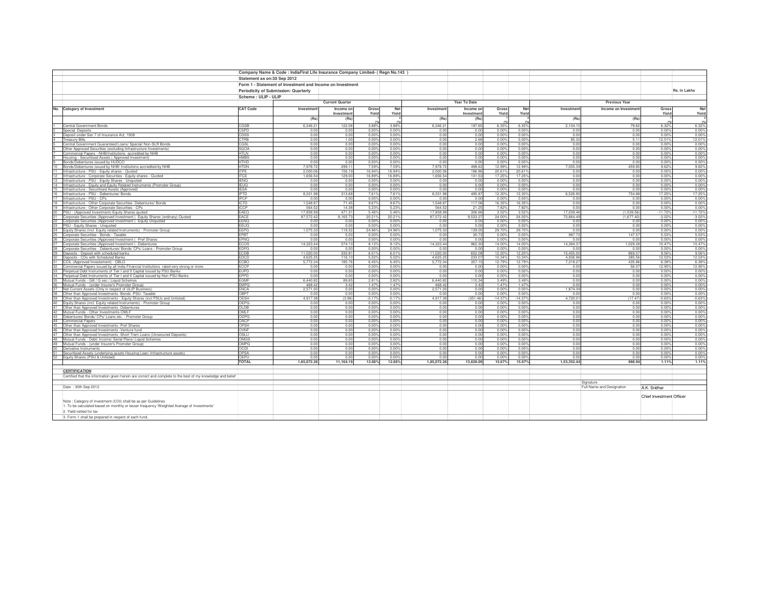Company Name & Code : IndiaFirst Life Insurance Company Limited- ( Regn No.143 )

Statement as on:30 Sep 2012

Form 1 - Statement of Investment and Income on Investment

Periodicity of Submission: Quarterly

Scheme : ULIP - ULIP

Rs. in Lakhs

| No. | Category of Investment | CAT Code | Current Quarter | | | | Year To Date | | | | Previous Year | | | |
|---|---|---|---|---|---|---|---|---|---|---|---|---|---|---|
| | | | Investment (Rs) | Income on Investment (Rs) | Gross Yield (%)[1] | Net Yield (%)[2] | Investment (Rs) | Income on Investment (Rs) | Gross Yield (%)[1] | Net Yield (%)[2] | Investment (Rs) | Income on Investment (Rs) | Gross Yield (%)[1] | Net Yield (%)[2] |
| 1 | Central Government Bonds | CGSB | 6,346.21 | 122.08 | 3.88% | 3.88% | 6,346.21 | 197.60 | 6.35% | 6.35% | 2,104.15 | 79.62 | 6.32% | 6.32% |
| 2 | Special Deposits | CSPD | 0.00 | 0.00 | 0.00% | 0.00% | 0.00 | 0.00 | 0.00% | 0.00% | 0.00 | 0.00 | 0.00% | 0.00% |
| 3 | Deposit under Sec 7 of Insurance Act, 1938 | CDSS | 0.00 | 0.00 | 0.00% | 0.00% | 0.00 | 0.00 | 0.00% | 0.00% | 0.00 | 0.00 | 0.00% | 0.00% |
| 4 | Treasury Bills | CTRB | 0.00 | 1.00 | 0.00% | 0.00% | 0.00 | 2.68 | 0.00% | 0.00% | 85.32 | 5.11 | 12.01% | 12.01% |
| 5 | Central Government Guaranteed Loans/ Special/ Non-SLR Bonds | CGSL | 0.00 | 0.00 | 0.00% | 0.00% | 0.00 | 0.00 | 0.00% | 0.00% | 0.00 | 0.00 | 0.00% | 0.00% |
| 6 | Other Approved Securities (excluding Infrastructure Investments) | SGOA | 0.00 | 0.00 | 0.00% | 0.00% | 0.00 | 0.00 | 0.00% | 0.00% | 0.00 | 0.00 | 0.00% | 0.00% |
| 7 | Commercial Papers - NHB/Institutions accredited by NHB | HTLN | 0.00 | 0.00 | 0.00% | 0.00% | 0.00 | 0.00 | 0.00% | 0.00% | 0.00 | 0.00 | 0.00% | 0.00% |
| 8 | Housing - Securitised Assets ( Approved Investment) | HMBS | 0.00 | 0.00 | 0.00% | 0.00% | 0.00 | 0.00 | 0.00% | 0.00% | 0.00 | 0.00 | 0.00% | 0.00% |
| 9 | Bonds/Debentures issued by HUDCO | HTHD | 0.00 | 0.00 | 0.00% | 0.00% | 0.00 | 0.00 | 0.00% | 0.00% | 0.00 | 0.00 | 0.00% | 0.00% |
| 10 | Bonds/Debentures issued by NHB/ Institutions accredited by NHB | HTDN | 7,978.72 | 299.11 | 7.59% | 7.59% | 7,978.72 | 498.63 | 12.99% | 12.99% | 7,055.39 | 459.85 | 9.62% | 9.62% |
| 11 | Infrastructure - PSU - Equity shares - Quoted | ITPE | 2,000.06 | 156.19 | 16.94% | 16.94% | 2,000.06 | 186.86 | 20.61% | 20.61% | 0.00 | 0.00 | 0.00% | 0.00% |
| 12 | Infrastructure - Corporate Securities - Equity shares - Quoted | ITCE | 1,656.54 | 129.00 | 16.89% | 16.89% | 1,656.54 | 131.53 | 17.25% | 17.25% | 0.00 | 0.00 | 0.00% | 0.00% |
| 13 | Infrastructure - PSU - Equity Shares - Unquoted | IENQ | 0.00 | 0.00 | 0.00% | 0.00% | 0.00 | 0.00 | 0.00% | 0.00% | 0.00 | 0.00 | 0.00% | 0.00% |
| 14 | Infrastructure - Equity and Equity Related Instruments (Promoter Group) | IEUQ | 0.00 | 0.00 | 0.00% | 0.00% | 0.00 | 0.00 | 0.00% | 0.00% | 0.00 | 0.00 | 0.00% | 0.00% |
| 15 | Infrastructure - Securitised Assets (Approved) | IESA | 0.00 | 0.00 | 0.00% | 0.00% | 0.00 | 0.00 | 0.00% | 0.00% | 0.00 | 0.00 | 0.00% | 0.00% |
| 16 | Infrastructure - PSU - Debentures/ Bonds | IPTD | 8,331.98 | 313.68 | 7.61% | 7.61% | 8,331.98 | 495.87 | 12.30% | 12.30% | 6,526.90 | 754.88 | 17.25% | 17.25% |
| 17 | Infrastructure - PSU - CPs | IPCP | 0.00 | 0.00 | 0.00% | 0.00% | 0.00 | 0.00 | 0.00% | 0.00% | 0.00 | 0.00 | 0.00% | 0.00% |
| 18 | Infrastructure - Other Corporate Securities- Debentures/ Bonds | ICTD | 1,548.87 | 71.45 | 9.67% | 9.67% | 1,548.87 | 117.06 | 16.35% | 16.35% | 0.00 | 0.00 | 0.00% | 0.00% |
| 19 | Infrastructure - Other Corporate Securities - CPs | ICCP | 564.52 | 14.38 | 5.23% | 5.23% | 564.52 | 21.25 | 7.82% | 7.82% | 0.00 | 0.00 | 0.00% | 0.00% |
| 20 | PSU - (Approved Investment)-Equity Shares quoted | EAEQ | 17,858.99 | 471.31 | 5.46% | 5.46% | 17,858.99 | 306.66 | 3.52% | 3.52% | 17,039.46 | (1,539.56) | -11.72% | -11.72% |
| 21 | Corporate Securities (Approved Investment ) -Equity Shares (ordinary)-Quoted | EACE | 87,572.42 | 8,165.73 | 20.21% | 20.21% | 87,572.42 | 9,533.27 | 24.00% | 24.00% | 70,864.49 | (1,677.40) | -3.02% | -3.02% |
| 22 | Corporate Securities (Approved Investment ) -Equity Unquoted | EENQ | 0.00 | 0.00 | 0.00% | 0.00% | 0.00 | 0.00 | 0.00% | 0.00% | 0.00 | 0.00 | 0.00% | 0.00% |
| 23 | PSU - Equity Shares - Unquoted | EEUQ | 0.00 | 0.00 | 0.00% | 0.00% | 0.00 | 0.00 | 0.00% | 0.00% | 0.00 | 0.00 | 0.00% | 0.00% |
| 24 | Equity Shares (incl. Equity related Instruments) - Promoter Group | EEPG | 1,075.33 | 119.32 | 24.96% | 24.96% | 1,075.33 | 139.05 | 29.70% | 29.70% | 0.00 | 0.00 | 0.00% | 0.00% |
| 25 | Corporate Securities - Bonds - Taxable | EPBT | 0.00 | 5.03 | 0.00% | 0.00% | 0.00 | 30.73 | 0.00% | 0.00% | 987.72 | 147.57 | 5.53% | 5.53% |
| 26 | Corporate Securities (Approved Investment ) -Pref Shares | EPNQ | 0.00 | 0.00 | 0.00% | 0.00% | 0.00 | 0.00 | 0.00% | 0.00% | 0.00 | 0.00 | 0.00% | 0.00% |
| 27 | Corporate Securities (Approved Investment ) -Debentures | ECOS | 14,323.44 | 574.13 | 8.12% | 8.12% | 14,323.44 | 962.30 | 14.00% | 14.00% | 14,384.37 | 1,029.28 | 10.47% | 10.47% |
| 28 | Corporate Securities - Debentures/ Bonds/ CPs/ Loans - Promoter Group | EDPG | 0.00 | 0.00 | 0.00% | 0.00% | 0.00 | 0.00 | 0.00% | 0.00% | 0.00 | 0.00 | 0.00% | 0.00% |
| 29 | Deposits - Deposit with scheduled banks | ECDB | 11,020.00 | 330.81 | 6.01% | 6.01% | 11,020.00 | 652.08 | 12.20% | 12.20% | 15,455.00 | 869.57 | 9.56% | 9.56% |
| 30 | Deposits - CDs with Scheduled Banks | EDCD | 4,625.25 | 116.10 | 5.02% | 5.02% | 4,625.25 | 233.07 | 10.34% | 10.34% | 4,936.96 | 385.56 | 12.03% | 12.03% |
| 31 | CCIL (Approved Investement) - CBLO | ECBO | 5,772.34 | 185.76 | 6.45% | 6.45% | 5,772.34 | 357.15 | 12.79% | 12.79% | 7,318.27 | 435.86 | 6.38% | 6.38% |
| 32 | Commercial Papers issued by all India Financial Institutions rated very strong or more | ECCP | 0.00 | 0.00 | 0.00% | 0.00% | 0.00 | 0.00 | 0.00% | 0.00% | 0.00 | 56.07 | 12.95% | 12.95% |
| 33 | Perpetual Debt Instruments of Tier I and II Capital issued by PSU Banks | EUPD | 0.00 | 0.00 | 0.00% | 0.00% | 0.00 | 0.00 | 0.00% | 0.00% | 0.00 | 0.00 | 0.00% | 0.00% |
| 34 | Perpetual Debt Instruments of Tier I and II Capital issued by Non-PSU Banks | EPPD | 0.00 | 0.00 | 0.00% | 0.00% | 0.00 | 0.00 | 0.00% | 0.00% | 0.00 | 0.00 | 0.00% | 0.00% |
| 35 | Mutual Funds - Gilt / G sec / Liquid Schemes | EGMF | 6,440.82 | 89.65 | 2.81% | 2.82% | 6,440.82 | 110.34 | 3.49% | 3.49% | 0.00 | 0.00 | 0.00% | 0.00% |
| 36 | Mutual Funds - (under Insurer's Promoter Group) | EMPG | 468.42 | 3.42 | 1.47% | 1.47% | 468.42 | 3.42 | 1.47% | 1.47% | 0.00 | 0.00 | 0.00% | 0.00% |
| 37 | Net Current Assets (Only in respect of ULIP Business) | ENCA | 2,571.00 | 0.00 | 0.00% | 0.00% | 2,571.00 | 0.00 | 0.00% | 0.00% | 1,874.39 | 0.00 | 0.00% | 0.00% |
| 38 | Other than Approved Investments -Bonds -PSU- Taxable | OBPT | 0.00 | 0.00 | 0.00% | 0.00% | 0.00 | 0.00 | 0.00% | 0.00% | 0.00 | 0.00 | 0.00% | 0.00% |
| 39 | Other than Approved Investments - Equity Shares (incl PSUs and Unlisted) | OESH | 4,917.38 | (3.96) | -0.17% | -0.17% | 4,917.38 | (351.46) | -14.37% | -14.37% | 4,720.01 | (17.47) | -0.63% | -0.63% |
| 40 | Equity Shares (incl. Equity related Instruments) - Promoter Group | OEPG | 0.00 | 0.00 | 0.00% | 0.00% | 0.00 | 0.00 | 0.00% | 0.00% | 0.00 | 0.00 | 0.00% | 0.00% |
| 41 | Other than Approved Investments -Debentures | OLDB | 0.00 | 0.00 | 0.00% | 0.00% | 0.00 | 0.00 | 0.00% | 0.00% | 0.00 | 0.00 | 0.00% | 0.00% |
| 42 | Mutual Funds - Other Investments-OMLF | OMLF | 0.00 | 0.00 | 0.00% | 0.00% | 0.00 | 0.00 | 0.00% | 0.00% | 0.00 | 0.00 | 0.00% | 0.00% |
| 43 | Debentures/ Bonds/ CPs/ Loans etc. - Promoter Group | ODPG | 0.00 | 0.00 | 0.00% | 0.00% | 0.00 | 0.00 | 0.00% | 0.00% | 0.00 | 0.00 | 0.00% | 0.00% |
| 44 | Commercial Papers | OACP | 0.00 | 0.00 | 0.00% | 0.00% | 0.00 | 0.00 | 0.00% | 0.00% | 0.00 | 0.00 | 0.00% | 0.00% |
| 45 | Other than Approved Investments -Pref Shares | OPSH | 0.00 | 0.00 | 0.00% | 0.00% | 0.00 | 0.00 | 0.00% | 0.00% | 0.00 | 0.00 | 0.00% | 0.00% |
| 46 | Other than Approved Investments -Venture fund | OVNF | 0.00 | 0.00 | 0.00% | 0.00% | 0.00 | 0.00 | 0.00% | 0.00% | 0.00 | 0.00 | 0.00% | 0.00% |
| 47 | Other than Approved Investments -Short Trem Loans (Unsecured Deposits) | OSLU | 0.00 | 0.00 | 0.00% | 0.00% | 0.00 | 0.00 | 0.00% | 0.00% | 0.00 | 0.00 | 0.00% | 0.00% |
| 48 | Mutual Funds - Debt/ Income/ Serial Plans/ Liquid Schemes | OMGS | 0.00 | 0.00 | 0.00% | 0.00% | 0.00 | 0.00 | 0.00% | 0.00% | 0.00 | 0.00 | 0.00% | 0.00% |
| 49 | Mutual Funds - (under Insurer's Promoter Group) | OMPG | 0.00 | 0.00 | 0.00% | 0.00% | 0.00 | 0.00 | 0.00% | 0.00% | 0.00 | 0.00 | 0.00% | 0.00% |
| 50 | Derivative Instruments | OCDI | 0.00 | 0.00 | 0.00% | 0.00% | 0.00 | 0.00 | 0.00% | 0.00% | 0.00 | 0.00 | 0.00% | 0.00% |
| 51 | Securitised Assets (underlying assets Housing Loan/ Infrastructure assets) | OPSA | 0.00 | 0.00 | 0.00% | 0.00% | 0.00 | 0.00 | 0.00% | 0.00% | 0.00 | 0.00 | 0.00% | 0.00% |
| 52 | Equity Shares (PSU & Unlisted) | OEPU | 0.00 | 0.00 | 0.00% | 0.00% | 0.00 | 0.00 | 0.00% | 0.00% | 0.00 | 0.00 | 0.00% | 0.00% |
| | | TOTAL | 1,85,072.28 | 11,164.19 | 12.66% | 12.66% | 1,85,072.28 | 13,628.09 | 15.67% | 15.67% | 1,53,352.44 | 988.94 | 1.11% | 1.11% |

**CERTIFICATION**

Certified that the information given herein are correct and complete to the best of my knowledge and belief

Date : 30th Sep 2012

Signature

Full Name and Designation: A.K. Sridhar

Chief Investment Officer

Note : Category of investment (COI) shall be as per Guidelines

1. To be calculated based on monthly or lesser frequency 'Weighted Average of Investments'

2. Yield netted for tax

3. Form-1 shall be prepared in respect of each fund.